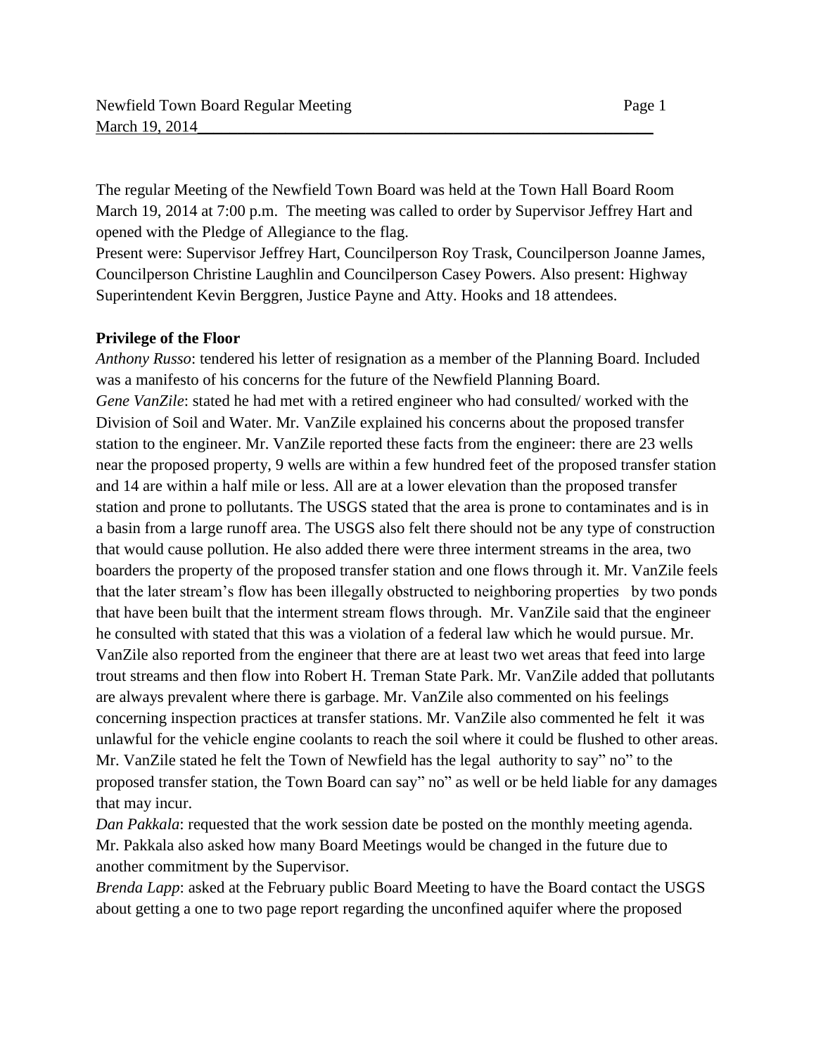The regular Meeting of the Newfield Town Board was held at the Town Hall Board Room March 19, 2014 at 7:00 p.m. The meeting was called to order by Supervisor Jeffrey Hart and opened with the Pledge of Allegiance to the flag.

Present were: Supervisor Jeffrey Hart, Councilperson Roy Trask, Councilperson Joanne James, Councilperson Christine Laughlin and Councilperson Casey Powers. Also present: Highway Superintendent Kevin Berggren, Justice Payne and Atty. Hooks and 18 attendees.

**Privilege of the Floor**

*Anthony Russo*: tendered his letter of resignation as a member of the Planning Board. Included was a manifesto of his concerns for the future of the Newfield Planning Board.

*Gene VanZile*: stated he had met with a retired engineer who had consulted/ worked with the Division of Soil and Water. Mr. VanZile explained his concerns about the proposed transfer station to the engineer. Mr. VanZile reported these facts from the engineer: there are 23 wells near the proposed property, 9 wells are within a few hundred feet of the proposed transfer station and 14 are within a half mile or less. All are at a lower elevation than the proposed transfer station and prone to pollutants. The USGS stated that the area is prone to contaminates and is in a basin from a large runoff area. The USGS also felt there should not be any type of construction that would cause pollution. He also added there were three interment streams in the area, two boarders the property of the proposed transfer station and one flows through it. Mr. VanZile feels that the later stream's flow has been illegally obstructed to neighboring properties by two ponds that have been built that the interment stream flows through. Mr. VanZile said that the engineer he consulted with stated that this was a violation of a federal law which he would pursue. Mr. VanZile also reported from the engineer that there are at least two wet areas that feed into large trout streams and then flow into Robert H. Treman State Park. Mr. VanZile added that pollutants are always prevalent where there is garbage. Mr. VanZile also commented on his feelings concerning inspection practices at transfer stations. Mr. VanZile also commented he felt it was unlawful for the vehicle engine coolants to reach the soil where it could be flushed to other areas. Mr. VanZile stated he felt the Town of Newfield has the legal authority to say" no" to the proposed transfer station, the Town Board can say" no" as well or be held liable for any damages that may incur.

*Dan Pakkala*: requested that the work session date be posted on the monthly meeting agenda. Mr. Pakkala also asked how many Board Meetings would be changed in the future due to another commitment by the Supervisor.

*Brenda Lapp*: asked at the February public Board Meeting to have the Board contact the USGS about getting a one to two page report regarding the unconfined aquifer where the proposed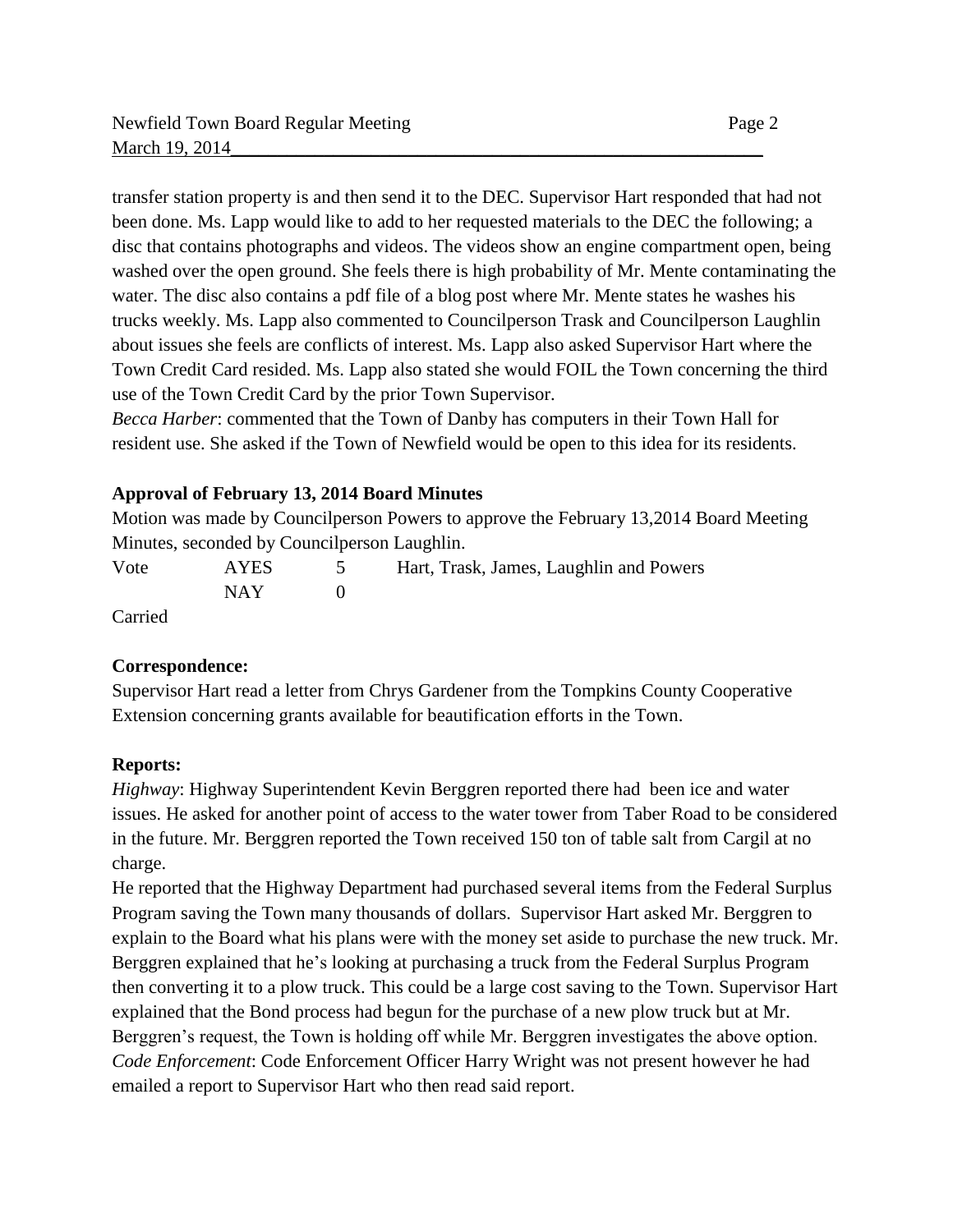transfer station property is and then send it to the DEC. Supervisor Hart responded that had not been done. Ms. Lapp would like to add to her requested materials to the DEC the following; a disc that contains photographs and videos. The videos show an engine compartment open, being washed over the open ground. She feels there is high probability of Mr. Mente contaminating the water. The disc also contains a pdf file of a blog post where Mr. Mente states he washes his trucks weekly. Ms. Lapp also commented to Councilperson Trask and Councilperson Laughlin about issues she feels are conflicts of interest. Ms. Lapp also asked Supervisor Hart where the Town Credit Card resided. Ms. Lapp also stated she would FOIL the Town concerning the third use of the Town Credit Card by the prior Town Supervisor.

*Becca Harber*: commented that the Town of Danby has computers in their Town Hall for resident use. She asked if the Town of Newfield would be open to this idea for its residents.

**Approval of February 13, 2014 Board Minutes**

Motion was made by Councilperson Powers to approve the February 13,2014 Board Meeting Minutes, seconded by Councilperson Laughlin.

| Vote | AYES | 5 | Hart, Trask, James, Laughlin and Powers |
|---|---|---|---|
| | NAY | 0 | |

Carried

**Correspondence:**

Supervisor Hart read a letter from Chrys Gardener from the Tompkins County Cooperative Extension concerning grants available for beautification efforts in the Town.

**Reports:**

*Highway*: Highway Superintendent Kevin Berggren reported there had been ice and water issues. He asked for another point of access to the water tower from Taber Road to be considered in the future. Mr. Berggren reported the Town received 150 ton of table salt from Cargil at no charge.

He reported that the Highway Department had purchased several items from the Federal Surplus Program saving the Town many thousands of dollars. Supervisor Hart asked Mr. Berggren to explain to the Board what his plans were with the money set aside to purchase the new truck. Mr. Berggren explained that he's looking at purchasing a truck from the Federal Surplus Program then converting it to a plow truck. This could be a large cost saving to the Town. Supervisor Hart explained that the Bond process had begun for the purchase of a new plow truck but at Mr. Berggren's request, the Town is holding off while Mr. Berggren investigates the above option.

*Code Enforcement*: Code Enforcement Officer Harry Wright was not present however he had emailed a report to Supervisor Hart who then read said report.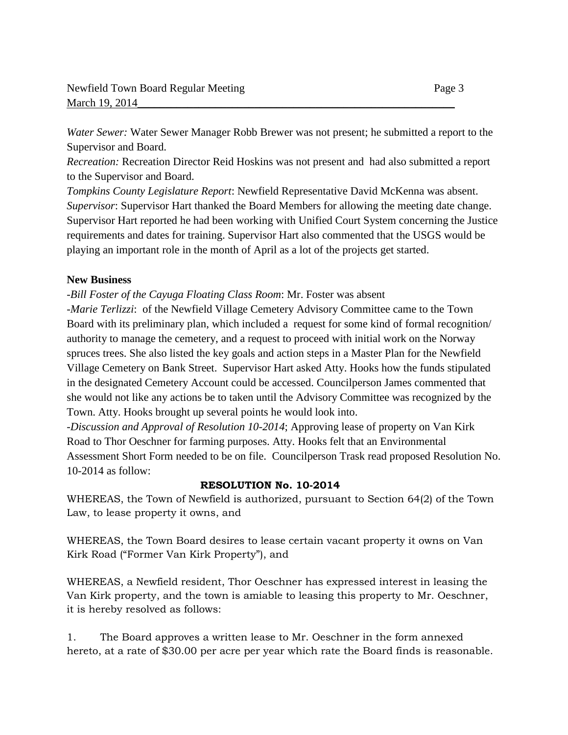*Water Sewer:* Water Sewer Manager Robb Brewer was not present; he submitted a report to the Supervisor and Board.
*Recreation:* Recreation Director Reid Hoskins was not present and had also submitted a report to the Supervisor and Board.
*Tompkins County Legislature Report*: Newfield Representative David McKenna was absent.
*Supervisor*: Supervisor Hart thanked the Board Members for allowing the meeting date change. Supervisor Hart reported he had been working with Unified Court System concerning the Justice requirements and dates for training. Supervisor Hart also commented that the USGS would be playing an important role in the month of April as a lot of the projects get started.

**New Business**

-*Bill Foster of the Cayuga Floating Class Room*: Mr. Foster was absent
-*Marie Terlizzi*: of the Newfield Village Cemetery Advisory Committee came to the Town Board with its preliminary plan, which included a request for some kind of formal recognition/ authority to manage the cemetery, and a request to proceed with initial work on the Norway spruces trees. She also listed the key goals and action steps in a Master Plan for the Newfield Village Cemetery on Bank Street. Supervisor Hart asked Atty. Hooks how the funds stipulated in the designated Cemetery Account could be accessed. Councilperson James commented that she would not like any actions be to taken until the Advisory Committee was recognized by the Town. Atty. Hooks brought up several points he would look into.
-*Discussion and Approval of Resolution 10-2014*; Approving lease of property on Van Kirk Road to Thor Oeschner for farming purposes. Atty. Hooks felt that an Environmental Assessment Short Form needed to be on file. Councilperson Trask read proposed Resolution No. 10-2014 as follow:

**RESOLUTION No. 10-2014**

WHEREAS, the Town of Newfield is authorized, pursuant to Section 64(2) of the Town Law, to lease property it owns, and

WHEREAS, the Town Board desires to lease certain vacant property it owns on Van Kirk Road ("Former Van Kirk Property"), and

WHEREAS, a Newfield resident, Thor Oeschner has expressed interest in leasing the Van Kirk property, and the town is amiable to leasing this property to Mr. Oeschner, it is hereby resolved as follows:

1. The Board approves a written lease to Mr. Oeschner in the form annexed hereto, at a rate of $30.00 per acre per year which rate the Board finds is reasonable.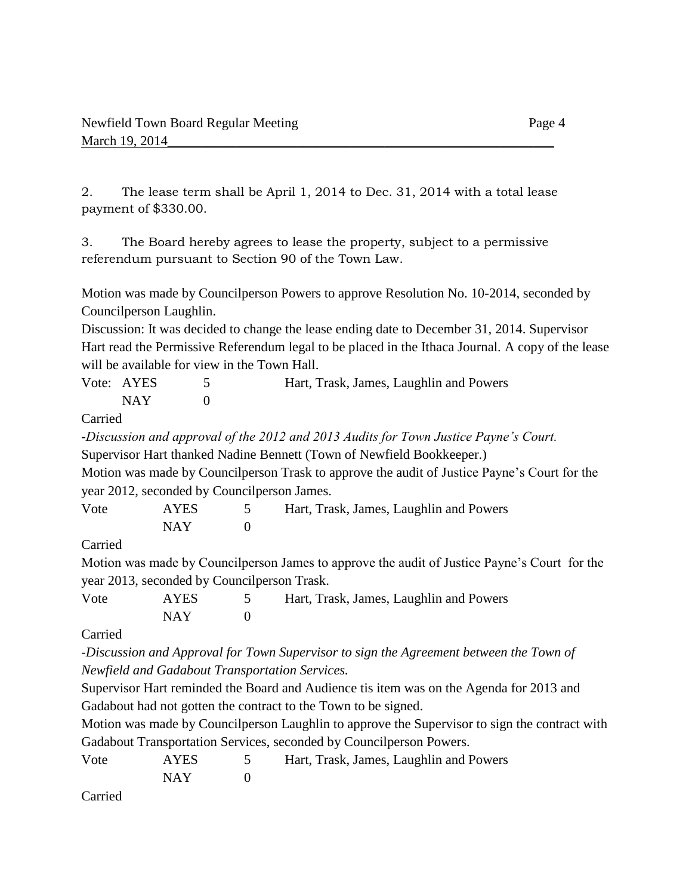2. The lease term shall be April 1, 2014 to Dec. 31, 2014 with a total lease payment of $330.00.

3. The Board hereby agrees to lease the property, subject to a permissive referendum pursuant to Section 90 of the Town Law.

Motion was made by Councilperson Powers to approve Resolution No. 10-2014, seconded by Councilperson Laughlin.

Discussion: It was decided to change the lease ending date to December 31, 2014. Supervisor Hart read the Permissive Referendum legal to be placed in the Ithaca Journal. A copy of the lease will be available for view in the Town Hall.

Vote: AYES 5 Hart, Trask, James, Laughlin and Powers
NAY 0

Carried

*-Discussion and approval of the 2012 and 2013 Audits for Town Justice Payne's Court.*

Supervisor Hart thanked Nadine Bennett (Town of Newfield Bookkeeper.)

Motion was made by Councilperson Trask to approve the audit of Justice Payne's Court for the year 2012, seconded by Councilperson James.

Vote AYES 5 Hart, Trask, James, Laughlin and Powers
NAY 0

Carried

Motion was made by Councilperson James to approve the audit of Justice Payne's Court for the year 2013, seconded by Councilperson Trask.

Vote AYES 5 Hart, Trask, James, Laughlin and Powers
NAY 0

Carried

*-Discussion and Approval for Town Supervisor to sign the Agreement between the Town of Newfield and Gadabout Transportation Services.*

Supervisor Hart reminded the Board and Audience tis item was on the Agenda for 2013 and Gadabout had not gotten the contract to the Town to be signed.

Motion was made by Councilperson Laughlin to approve the Supervisor to sign the contract with Gadabout Transportation Services, seconded by Councilperson Powers.

Vote AYES 5 Hart, Trask, James, Laughlin and Powers
NAY 0

Carried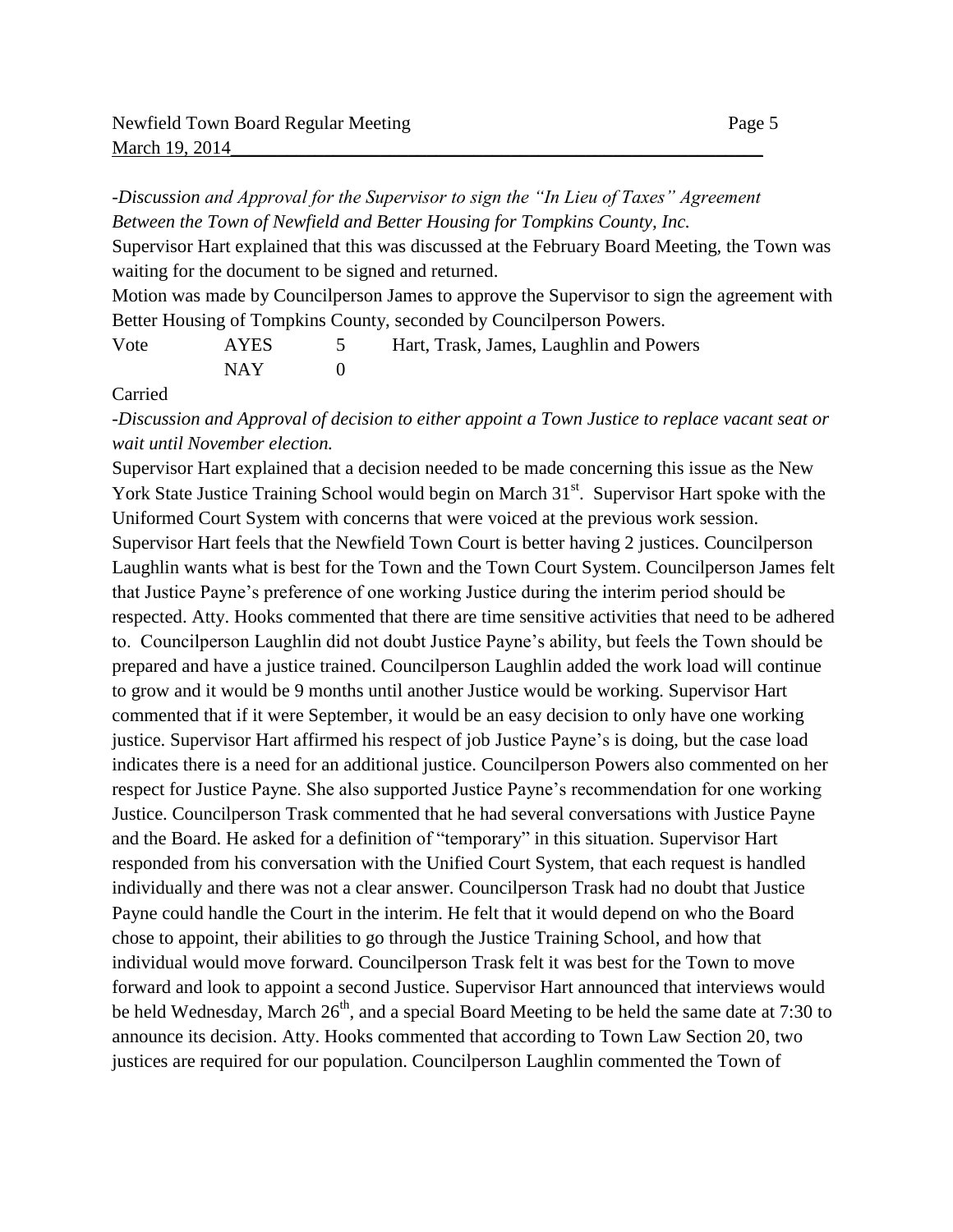*-Discussion and Approval for the Supervisor to sign the "In Lieu of Taxes" Agreement Between the Town of Newfield and Better Housing for Tompkins County, Inc.*

Supervisor Hart explained that this was discussed at the February Board Meeting, the Town was waiting for the document to be signed and returned.

Motion was made by Councilperson James to approve the Supervisor to sign the agreement with Better Housing of Tompkins County, seconded by Councilperson Powers.

| Vote | AYES | 5 | Hart, Trask, James, Laughlin and Powers |
|---|---|---|---|
| | NAY | 0 | |

Carried

*-Discussion and Approval of decision to either appoint a Town Justice to replace vacant seat or wait until November election.*

Supervisor Hart explained that a decision needed to be made concerning this issue as the New York State Justice Training School would begin on March 31st. Supervisor Hart spoke with the Uniformed Court System with concerns that were voiced at the previous work session. Supervisor Hart feels that the Newfield Town Court is better having 2 justices. Councilperson Laughlin wants what is best for the Town and the Town Court System. Councilperson James felt that Justice Payne's preference of one working Justice during the interim period should be respected. Atty. Hooks commented that there are time sensitive activities that need to be adhered to. Councilperson Laughlin did not doubt Justice Payne's ability, but feels the Town should be prepared and have a justice trained. Councilperson Laughlin added the work load will continue to grow and it would be 9 months until another Justice would be working. Supervisor Hart commented that if it were September, it would be an easy decision to only have one working justice. Supervisor Hart affirmed his respect of job Justice Payne's is doing, but the case load indicates there is a need for an additional justice. Councilperson Powers also commented on her respect for Justice Payne. She also supported Justice Payne's recommendation for one working Justice. Councilperson Trask commented that he had several conversations with Justice Payne and the Board. He asked for a definition of "temporary" in this situation. Supervisor Hart responded from his conversation with the Unified Court System, that each request is handled individually and there was not a clear answer. Councilperson Trask had no doubt that Justice Payne could handle the Court in the interim. He felt that it would depend on who the Board chose to appoint, their abilities to go through the Justice Training School, and how that individual would move forward. Councilperson Trask felt it was best for the Town to move forward and look to appoint a second Justice. Supervisor Hart announced that interviews would be held Wednesday, March 26th, and a special Board Meeting to be held the same date at 7:30 to announce its decision. Atty. Hooks commented that according to Town Law Section 20, two justices are required for our population. Councilperson Laughlin commented the Town of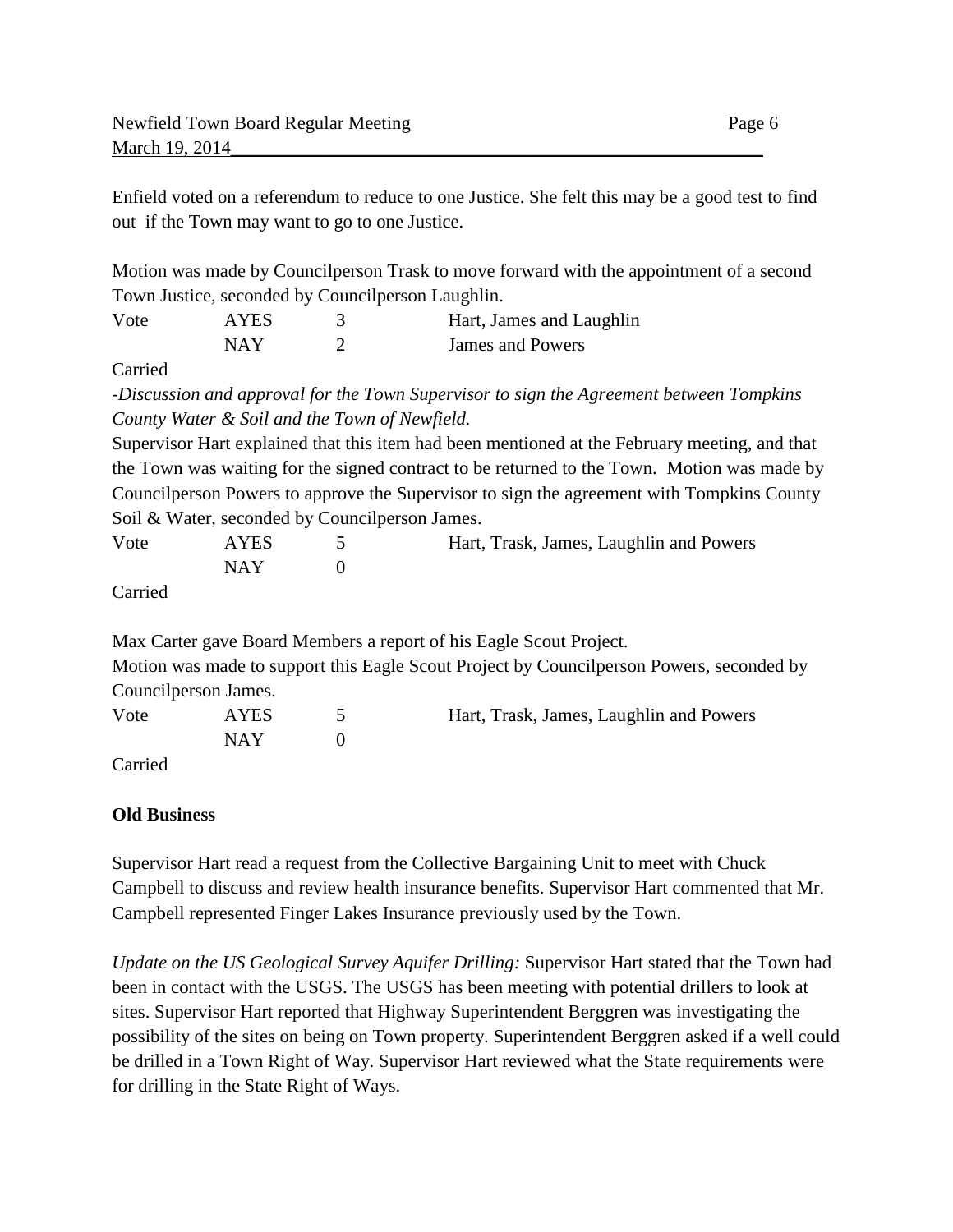Enfield voted on a referendum to reduce to one Justice. She felt this may be a good test to find out if the Town may want to go to one Justice.

Motion was made by Councilperson Trask to move forward with the appointment of a second Town Justice, seconded by Councilperson Laughlin.

| Vote | AYES | 3 | Hart, James and Laughlin |
|---|---|---|---|
| | NAY | 2 | James and Powers |

Carried

*-Discussion and approval for the Town Supervisor to sign the Agreement between Tompkins County Water & Soil and the Town of Newfield.*

Supervisor Hart explained that this item had been mentioned at the February meeting, and that the Town was waiting for the signed contract to be returned to the Town. Motion was made by Councilperson Powers to approve the Supervisor to sign the agreement with Tompkins County Soil & Water, seconded by Councilperson James.

| Vote | AYES | 5 | Hart, Trask, James, Laughlin and Powers |
|---|---|---|---|
| | NAY | 0 | |

Carried

Max Carter gave Board Members a report of his Eagle Scout Project.

Motion was made to support this Eagle Scout Project by Councilperson Powers, seconded by Councilperson James.

| Vote | AYES | 5 | Hart, Trask, James, Laughlin and Powers |
|---|---|---|---|
| | NAY | 0 | |

Carried

**Old Business**

Supervisor Hart read a request from the Collective Bargaining Unit to meet with Chuck Campbell to discuss and review health insurance benefits. Supervisor Hart commented that Mr. Campbell represented Finger Lakes Insurance previously used by the Town.

*Update on the US Geological Survey Aquifer Drilling:* Supervisor Hart stated that the Town had been in contact with the USGS. The USGS has been meeting with potential drillers to look at sites. Supervisor Hart reported that Highway Superintendent Berggren was investigating the possibility of the sites on being on Town property. Superintendent Berggren asked if a well could be drilled in a Town Right of Way. Supervisor Hart reviewed what the State requirements were for drilling in the State Right of Ways.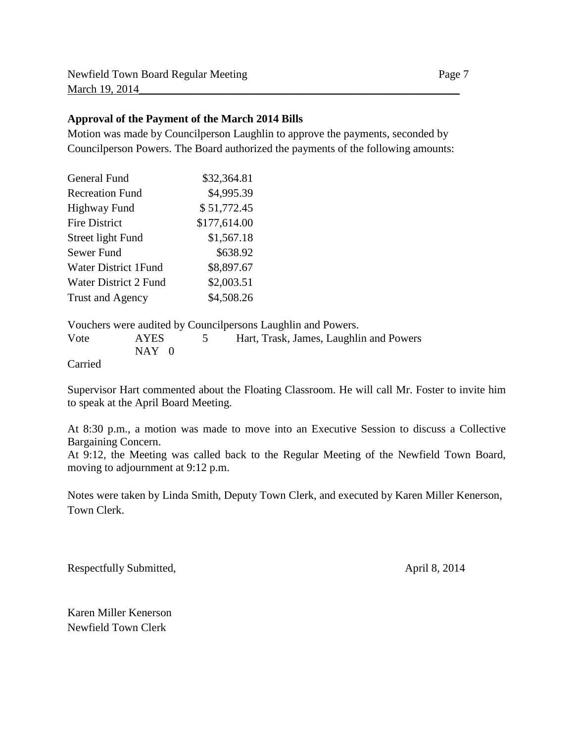### Approval of the Payment of the March 2014 Bills

Motion was made by Councilperson Laughlin to approve the payments, seconded by Councilperson Powers. The Board authorized the payments of the following amounts:

| | |
|---|---|
| General Fund | $32,364.81 |
| Recreation Fund | $4,995.39 |
| Highway Fund | $ 51,772.45 |
| Fire District | $177,614.00 |
| Street light Fund | $1,567.18 |
| Sewer Fund | $638.92 |
| Water District 1Fund | $8,897.67 |
| Water District 2 Fund | $2,003.51 |
| Trust and Agency | $4,508.26 |

Vouchers were audited by Councilpersons Laughlin and Powers.

Vote AYES 5 Hart, Trask, James, Laughlin and Powers
NAY 0

Carried

Supervisor Hart commented about the Floating Classroom. He will call Mr. Foster to invite him to speak at the April Board Meeting.

At 8:30 p.m., a motion was made to move into an Executive Session to discuss a Collective Bargaining Concern.
At 9:12, the Meeting was called back to the Regular Meeting of the Newfield Town Board, moving to adjournment at 9:12 p.m.

Notes were taken by Linda Smith, Deputy Town Clerk, and executed by Karen Miller Kenerson, Town Clerk.

Respectfully Submitted, April 8, 2014

Karen Miller Kenerson
Newfield Town Clerk